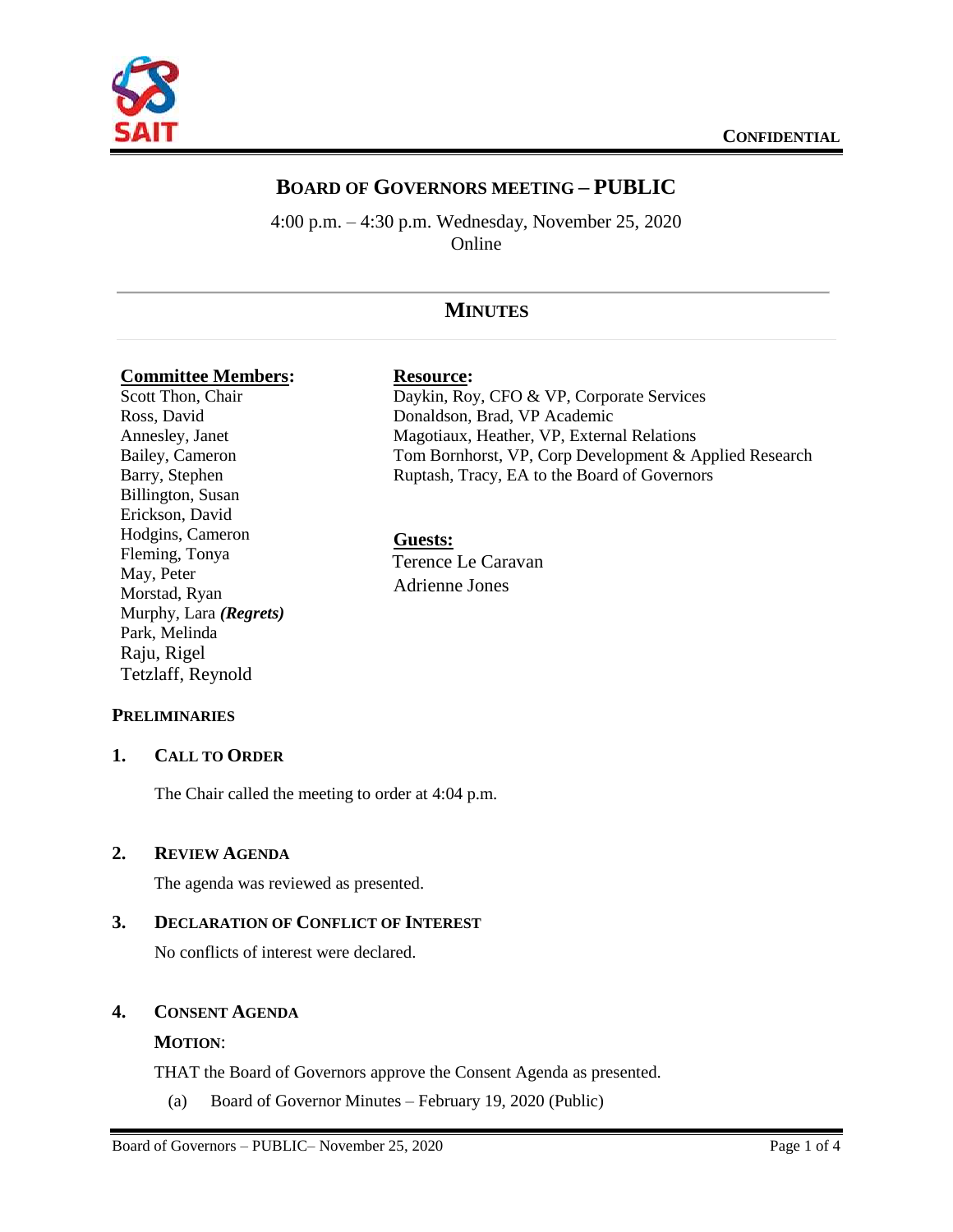CONFIDENTIAL

# BOARD OF GOVERNORS MEETING – PUBLIC

4:00 p.m. – 4:30 p.m. Wednesday, November 25, 2020
Online

## MINUTES

**Committee Members:**
Scott Thon, Chair
Ross, David
Annesley, Janet
Bailey, Cameron
Barry, Stephen
Billington, Susan
Erickson, David
Hodgins, Cameron
Fleming, Tonya
May, Peter
Morstad, Ryan
Murphy, Lara ***(Regrets)***
Park, Melinda
Raju, Rigel
Tetzlaff, Reynold

**Resource:**
Daykin, Roy, CFO & VP, Corporate Services
Donaldson, Brad, VP Academic
Magotiaux, Heather, VP, External Relations
Tom Bornhorst, VP, Corp Development & Applied Research
Ruptash, Tracy, EA to the Board of Governors

**Guests:**
Terence Le Caravan
Adrienne Jones

### PRELIMINARIES

### 1. CALL TO ORDER

The Chair called the meeting to order at 4:04 p.m.

### 2. REVIEW AGENDA

The agenda was reviewed as presented.

### 3. DECLARATION OF CONFLICT OF INTEREST

No conflicts of interest were declared.

### 4. CONSENT AGENDA

**MOTION**:

THAT the Board of Governors approve the Consent Agenda as presented.

(a) Board of Governor Minutes – February 19, 2020 (Public)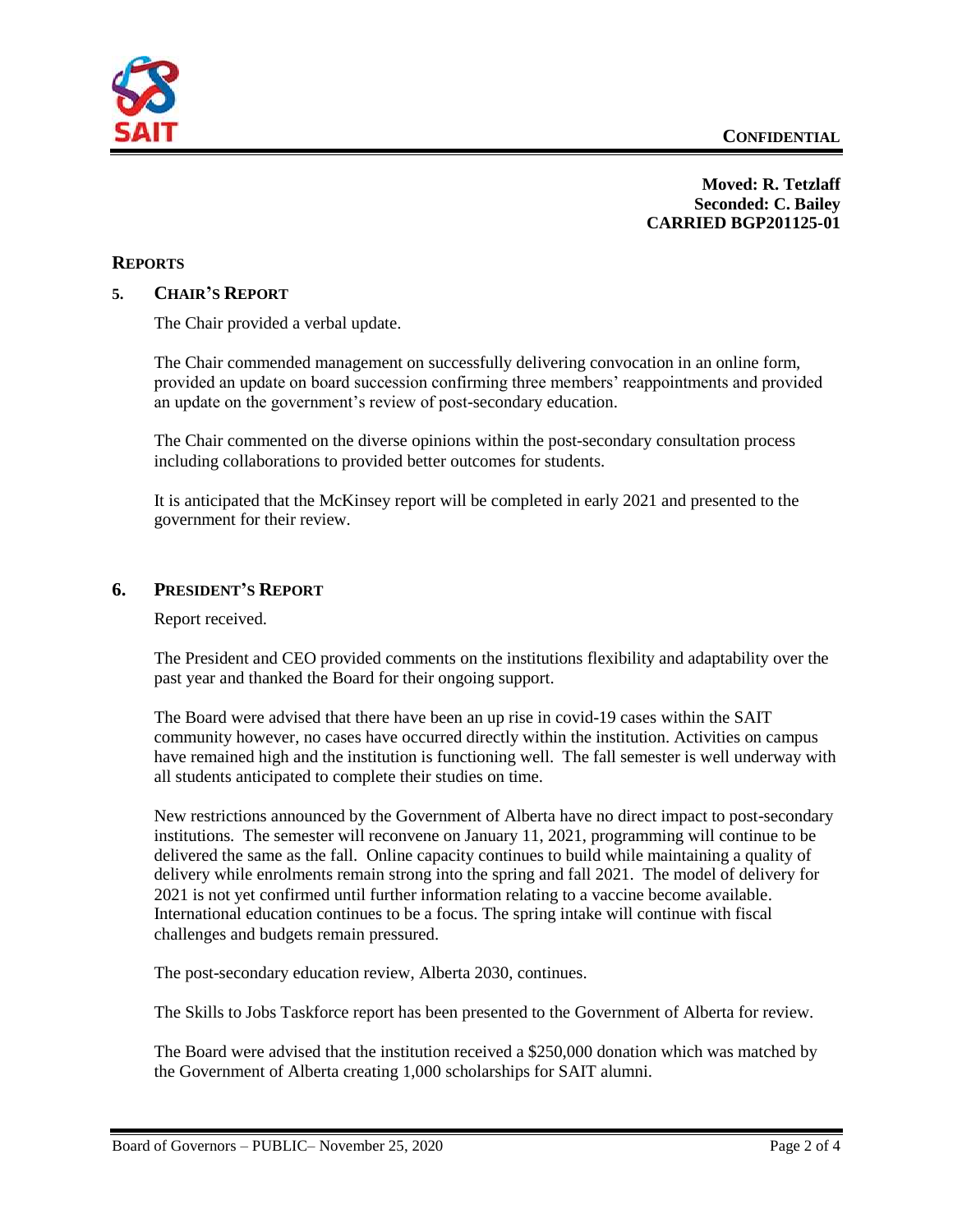**CONFIDENTIAL**

**Moved: R. Tetzlaff**
**Seconded: C. Bailey**
**CARRIED BGP201125-01**

## REPORTS

### 5. CHAIR'S REPORT

The Chair provided a verbal update.

The Chair commended management on successfully delivering convocation in an online form, provided an update on board succession confirming three members' reappointments and provided an update on the government's review of post-secondary education.

The Chair commented on the diverse opinions within the post-secondary consultation process including collaborations to provided better outcomes for students.

It is anticipated that the McKinsey report will be completed in early 2021 and presented to the government for their review.

### 6. PRESIDENT'S REPORT

Report received.

The President and CEO provided comments on the institutions flexibility and adaptability over the past year and thanked the Board for their ongoing support.

The Board were advised that there have been an up rise in covid-19 cases within the SAIT community however, no cases have occurred directly within the institution. Activities on campus have remained high and the institution is functioning well. The fall semester is well underway with all students anticipated to complete their studies on time.

New restrictions announced by the Government of Alberta have no direct impact to post-secondary institutions. The semester will reconvene on January 11, 2021, programming will continue to be delivered the same as the fall. Online capacity continues to build while maintaining a quality of delivery while enrolments remain strong into the spring and fall 2021. The model of delivery for 2021 is not yet confirmed until further information relating to a vaccine become available. International education continues to be a focus. The spring intake will continue with fiscal challenges and budgets remain pressured.

The post-secondary education review, Alberta 2030, continues.

The Skills to Jobs Taskforce report has been presented to the Government of Alberta for review.

The Board were advised that the institution received a $250,000 donation which was matched by the Government of Alberta creating 1,000 scholarships for SAIT alumni.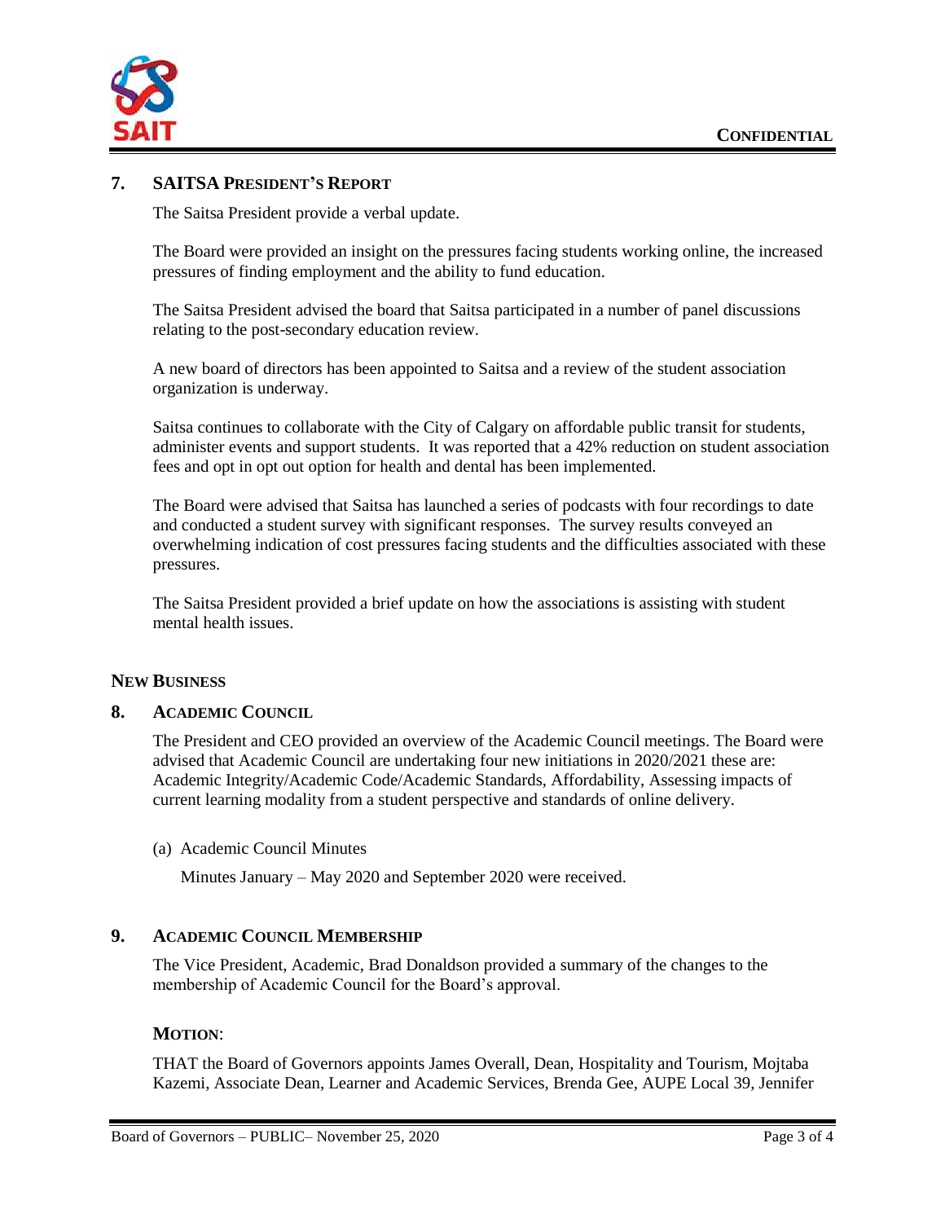## 7. SAITSA President's Report

The Saitsa President provide a verbal update.

The Board were provided an insight on the pressures facing students working online, the increased pressures of finding employment and the ability to fund education.

The Saitsa President advised the board that Saitsa participated in a number of panel discussions relating to the post-secondary education review.

A new board of directors has been appointed to Saitsa and a review of the student association organization is underway.

Saitsa continues to collaborate with the City of Calgary on affordable public transit for students, administer events and support students. It was reported that a 42% reduction on student association fees and opt in opt out option for health and dental has been implemented.

The Board were advised that Saitsa has launched a series of podcasts with four recordings to date and conducted a student survey with significant responses. The survey results conveyed an overwhelming indication of cost pressures facing students and the difficulties associated with these pressures.

The Saitsa President provided a brief update on how the associations is assisting with student mental health issues.

## New Business

## 8. Academic Council

The President and CEO provided an overview of the Academic Council meetings. The Board were advised that Academic Council are undertaking four new initiations in 2020/2021 these are: Academic Integrity/Academic Code/Academic Standards, Affordability, Assessing impacts of current learning modality from a student perspective and standards of online delivery.

(a) Academic Council Minutes

Minutes January – May 2020 and September 2020 were received.

## 9. Academic Council Membership

The Vice President, Academic, Brad Donaldson provided a summary of the changes to the membership of Academic Council for the Board's approval.

**Motion**:

THAT the Board of Governors appoints James Overall, Dean, Hospitality and Tourism, Mojtaba Kazemi, Associate Dean, Learner and Academic Services, Brenda Gee, AUPE Local 39, Jennifer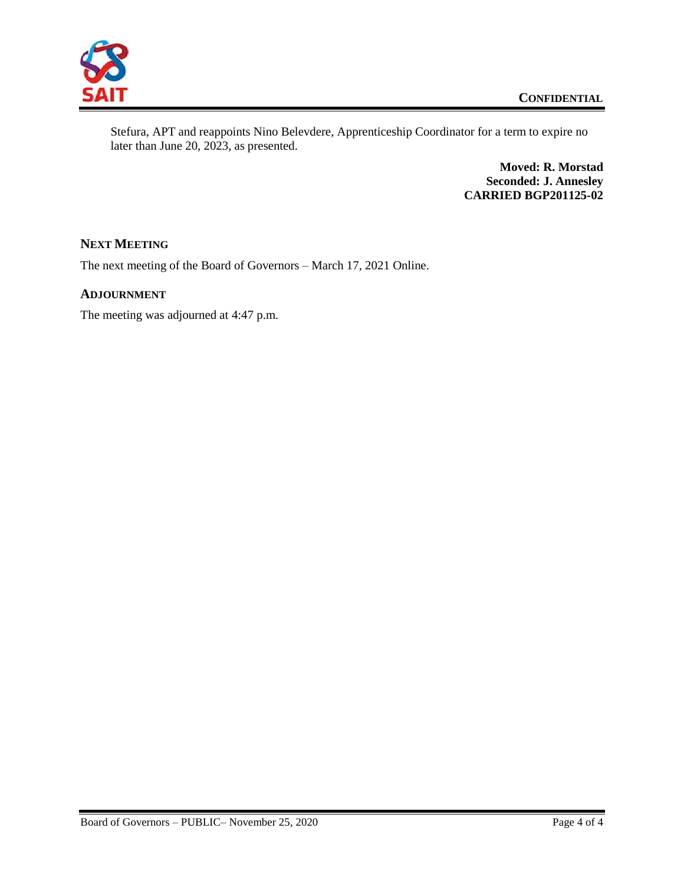Stefura, APT and reappoints Nino Belevdere, Apprenticeship Coordinator for a term to expire no later than June 20, 2023, as presented.

**Moved: R. Morstad**
**Seconded: J. Annesley**
**CARRIED BGP201125-02**

## NEXT MEETING

The next meeting of the Board of Governors – March 17, 2021 Online.

## ADJOURNMENT

The meeting was adjourned at 4:47 p.m.